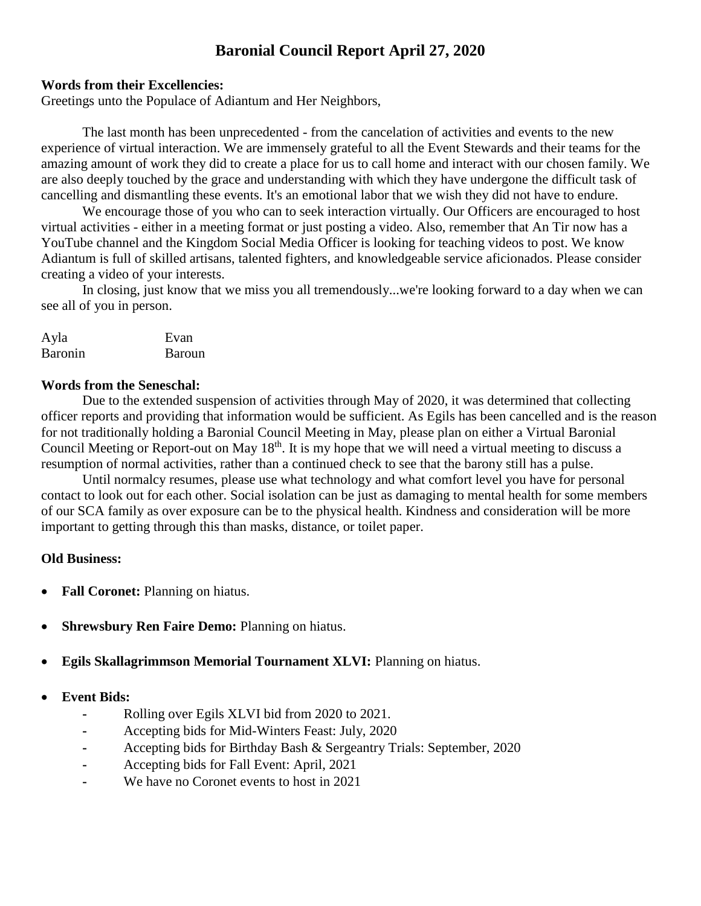# Baronial Council Report April 27, 2020

**Words from their Excellencies:**

Greetings unto the Populace of Adiantum and Her Neighbors,

The last month has been unprecedented - from the cancelation of activities and events to the new experience of virtual interaction. We are immensely grateful to all the Event Stewards and their teams for the amazing amount of work they did to create a place for us to call home and interact with our chosen family. We are also deeply touched by the grace and understanding with which they have undergone the difficult task of cancelling and dismantling these events. It's an emotional labor that we wish they did not have to endure.

We encourage those of you who can to seek interaction virtually. Our Officers are encouraged to host virtual activities - either in a meeting format or just posting a video. Also, remember that An Tir now has a YouTube channel and the Kingdom Social Media Officer is looking for teaching videos to post. We know Adiantum is full of skilled artisans, talented fighters, and knowledgeable service aficionados. Please consider creating a video of your interests.

In closing, just know that we miss you all tremendously...we're looking forward to a day when we can see all of you in person.

| Ayla | Evan |
|---|---|
| Baronin | Baroun |

**Words from the Seneschal:**

Due to the extended suspension of activities through May of 2020, it was determined that collecting officer reports and providing that information would be sufficient. As Egils has been cancelled and is the reason for not traditionally holding a Baronial Council Meeting in May, please plan on either a Virtual Baronial Council Meeting or Report-out on May 18th. It is my hope that we will need a virtual meeting to discuss a resumption of normal activities, rather than a continued check to see that the barony still has a pulse.

Until normalcy resumes, please use what technology and what comfort level you have for personal contact to look out for each other. Social isolation can be just as damaging to mental health for some members of our SCA family as over exposure can be to the physical health. Kindness and consideration will be more important to getting through this than masks, distance, or toilet paper.

**Old Business:**

- **Fall Coronet:** Planning on hiatus.
- **Shrewsbury Ren Faire Demo:** Planning on hiatus.
- **Egils Skallagrimmson Memorial Tournament XLVI:** Planning on hiatus.
- **Event Bids:**
  - Rolling over Egils XLVI bid from 2020 to 2021.
  - Accepting bids for Mid-Winters Feast: July, 2020
  - Accepting bids for Birthday Bash & Sergeantry Trials: September, 2020
  - Accepting bids for Fall Event: April, 2021
  - We have no Coronet events to host in 2021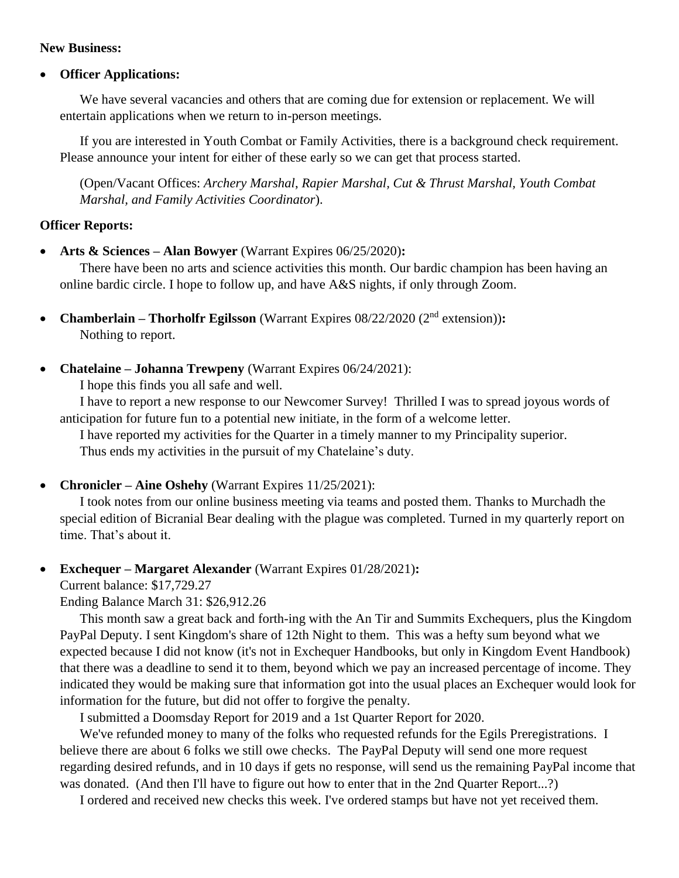**New Business:**

- **Officer Applications:**

  We have several vacancies and others that are coming due for extension or replacement. We will entertain applications when we return to in-person meetings.

  If you are interested in Youth Combat or Family Activities, there is a background check requirement. Please announce your intent for either of these early so we can get that process started.

  (Open/Vacant Offices: *Archery Marshal, Rapier Marshal, Cut & Thrust Marshal, Youth Combat Marshal, and Family Activities Coordinator*).

**Officer Reports:**

- **Arts & Sciences – Alan Bowyer** (Warrant Expires 06/25/2020)**:**
  There have been no arts and science activities this month. Our bardic champion has been having an online bardic circle. I hope to follow up, and have A&S nights, if only through Zoom.

- **Chamberlain – Thorholfr Egilsson** (Warrant Expires 08/22/2020 (2nd extension))**:**
  Nothing to report.

- **Chatelaine – Johanna Trewpeny** (Warrant Expires 06/24/2021):
  I hope this finds you all safe and well.
  I have to report a new response to our Newcomer Survey! Thrilled I was to spread joyous words of anticipation for future fun to a potential new initiate, in the form of a welcome letter.
  I have reported my activities for the Quarter in a timely manner to my Principality superior.
  Thus ends my activities in the pursuit of my Chatelaine's duty.

- **Chronicler – Aine Oshehy** (Warrant Expires 11/25/2021):
  I took notes from our online business meeting via teams and posted them. Thanks to Murchadh the special edition of Bicranial Bear dealing with the plague was completed. Turned in my quarterly report on time. That's about it.

- **Exchequer – Margaret Alexander** (Warrant Expires 01/28/2021)**:**
  Current balance: $17,729.27
  Ending Balance March 31: $26,912.26
  This month saw a great back and forth-ing with the An Tir and Summits Exchequers, plus the Kingdom PayPal Deputy. I sent Kingdom's share of 12th Night to them. This was a hefty sum beyond what we expected because I did not know (it's not in Exchequer Handbooks, but only in Kingdom Event Handbook) that there was a deadline to send it to them, beyond which we pay an increased percentage of income. They indicated they would be making sure that information got into the usual places an Exchequer would look for information for the future, but did not offer to forgive the penalty.
  I submitted a Doomsday Report for 2019 and a 1st Quarter Report for 2020.
  We've refunded money to many of the folks who requested refunds for the Egils Preregistrations. I believe there are about 6 folks we still owe checks. The PayPal Deputy will send one more request regarding desired refunds, and in 10 days if gets no response, will send us the remaining PayPal income that was donated. (And then I'll have to figure out how to enter that in the 2nd Quarter Report...?)
  I ordered and received new checks this week. I've ordered stamps but have not yet received them.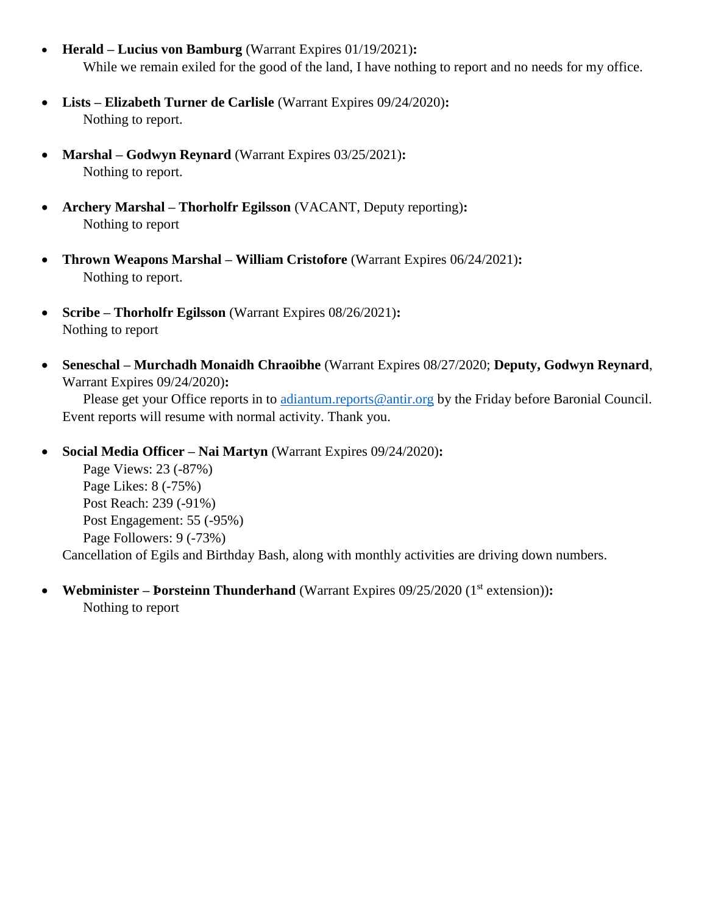- **Herald – Lucius von Bamburg** (Warrant Expires 01/19/2021)**:**
  While we remain exiled for the good of the land, I have nothing to report and no needs for my office.

- **Lists – Elizabeth Turner de Carlisle** (Warrant Expires 09/24/2020)**:**
  Nothing to report.

- **Marshal – Godwyn Reynard** (Warrant Expires 03/25/2021)**:**
  Nothing to report.

- **Archery Marshal – Thorholfr Egilsson** (VACANT, Deputy reporting)**:**
  Nothing to report

- **Thrown Weapons Marshal – William Cristofore** (Warrant Expires 06/24/2021)**:**
  Nothing to report.

- **Scribe – Thorholfr Egilsson** (Warrant Expires 08/26/2021)**:**
  Nothing to report

- **Seneschal – Murchadh Monaidh Chraoibhe** (Warrant Expires 08/27/2020; **Deputy, Godwyn Reynard**, Warrant Expires 09/24/2020)**:**
  Please get your Office reports in to adiantum.reports@antir.org by the Friday before Baronial Council. Event reports will resume with normal activity. Thank you.

- **Social Media Officer – Nai Martyn** (Warrant Expires 09/24/2020)**:**
  Page Views: 23 (-87%)
  Page Likes: 8 (-75%)
  Post Reach: 239 (-91%)
  Post Engagement: 55 (-95%)
  Page Followers: 9 (-73%)
  Cancellation of Egils and Birthday Bash, along with monthly activities are driving down numbers.

- **Webminister – Þorsteinn Thunderhand** (Warrant Expires 09/25/2020 (1st extension))**:**
  Nothing to report